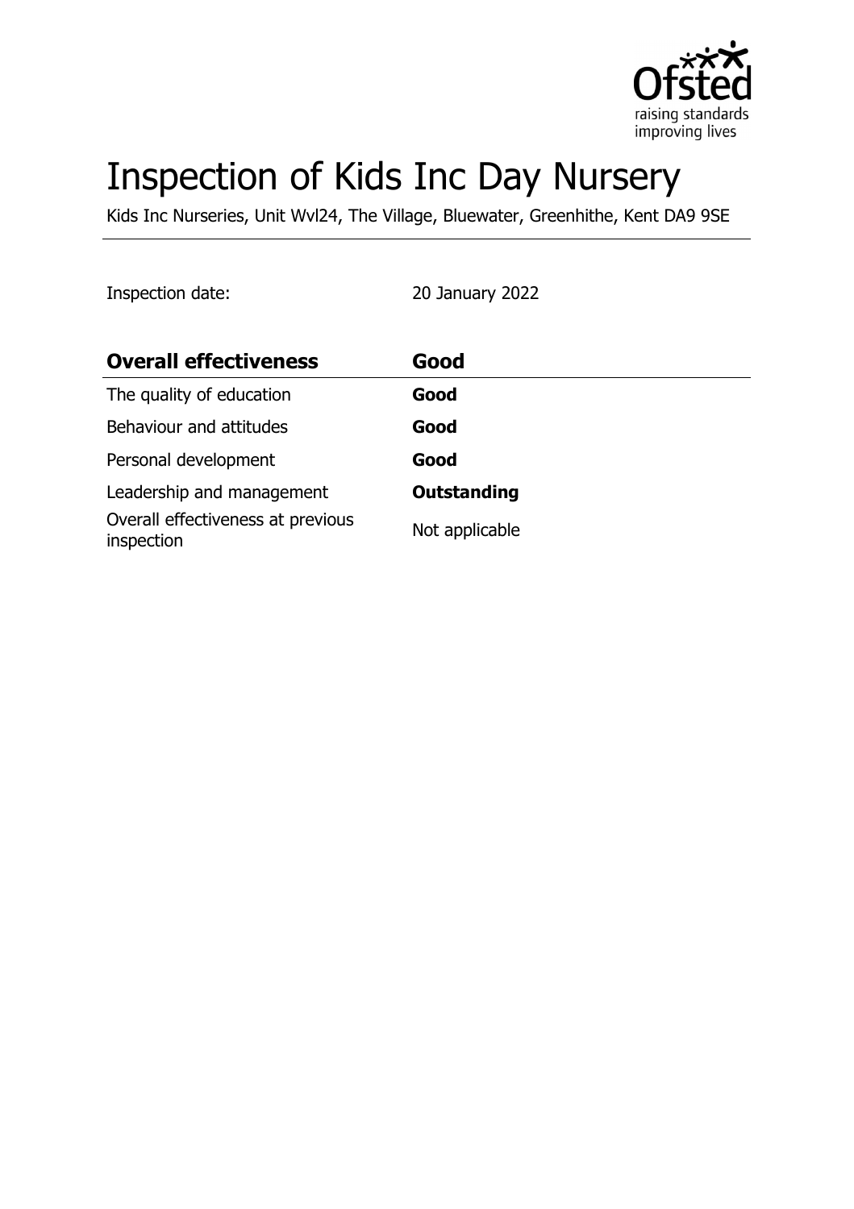# Inspection of Kids Inc Day Nursery

Kids Inc Nurseries, Unit Wvl24, The Village, Bluewater, Greenhithe, Kent DA9 9SE

Inspection date: 20 January 2022

| **Overall effectiveness** | **Good** |
|---|---|
| The quality of education | **Good** |
| Behaviour and attitudes | **Good** |
| Personal development | **Good** |
| Leadership and management | **Outstanding** |
| Overall effectiveness at previous inspection | Not applicable |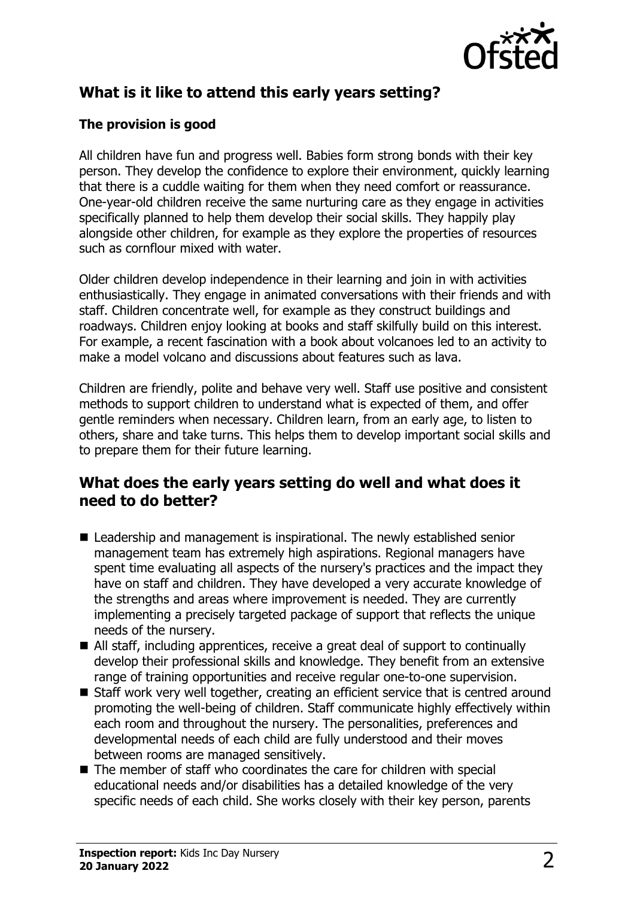## What is it like to attend this early years setting?

### The provision is good

All children have fun and progress well. Babies form strong bonds with their key person. They develop the confidence to explore their environment, quickly learning that there is a cuddle waiting for them when they need comfort or reassurance. One-year-old children receive the same nurturing care as they engage in activities specifically planned to help them develop their social skills. They happily play alongside other children, for example as they explore the properties of resources such as cornflour mixed with water.

Older children develop independence in their learning and join in with activities enthusiastically. They engage in animated conversations with their friends and with staff. Children concentrate well, for example as they construct buildings and roadways. Children enjoy looking at books and staff skilfully build on this interest. For example, a recent fascination with a book about volcanoes led to an activity to make a model volcano and discussions about features such as lava.

Children are friendly, polite and behave very well. Staff use positive and consistent methods to support children to understand what is expected of them, and offer gentle reminders when necessary. Children learn, from an early age, to listen to others, share and take turns. This helps them to develop important social skills and to prepare them for their future learning.

## What does the early years setting do well and what does it need to do better?

- Leadership and management is inspirational. The newly established senior management team has extremely high aspirations. Regional managers have spent time evaluating all aspects of the nursery's practices and the impact they have on staff and children. They have developed a very accurate knowledge of the strengths and areas where improvement is needed. They are currently implementing a precisely targeted package of support that reflects the unique needs of the nursery.
- All staff, including apprentices, receive a great deal of support to continually develop their professional skills and knowledge. They benefit from an extensive range of training opportunities and receive regular one-to-one supervision.
- Staff work very well together, creating an efficient service that is centred around promoting the well-being of children. Staff communicate highly effectively within each room and throughout the nursery. The personalities, preferences and developmental needs of each child are fully understood and their moves between rooms are managed sensitively.
- The member of staff who coordinates the care for children with special educational needs and/or disabilities has a detailed knowledge of the very specific needs of each child. She works closely with their key person, parents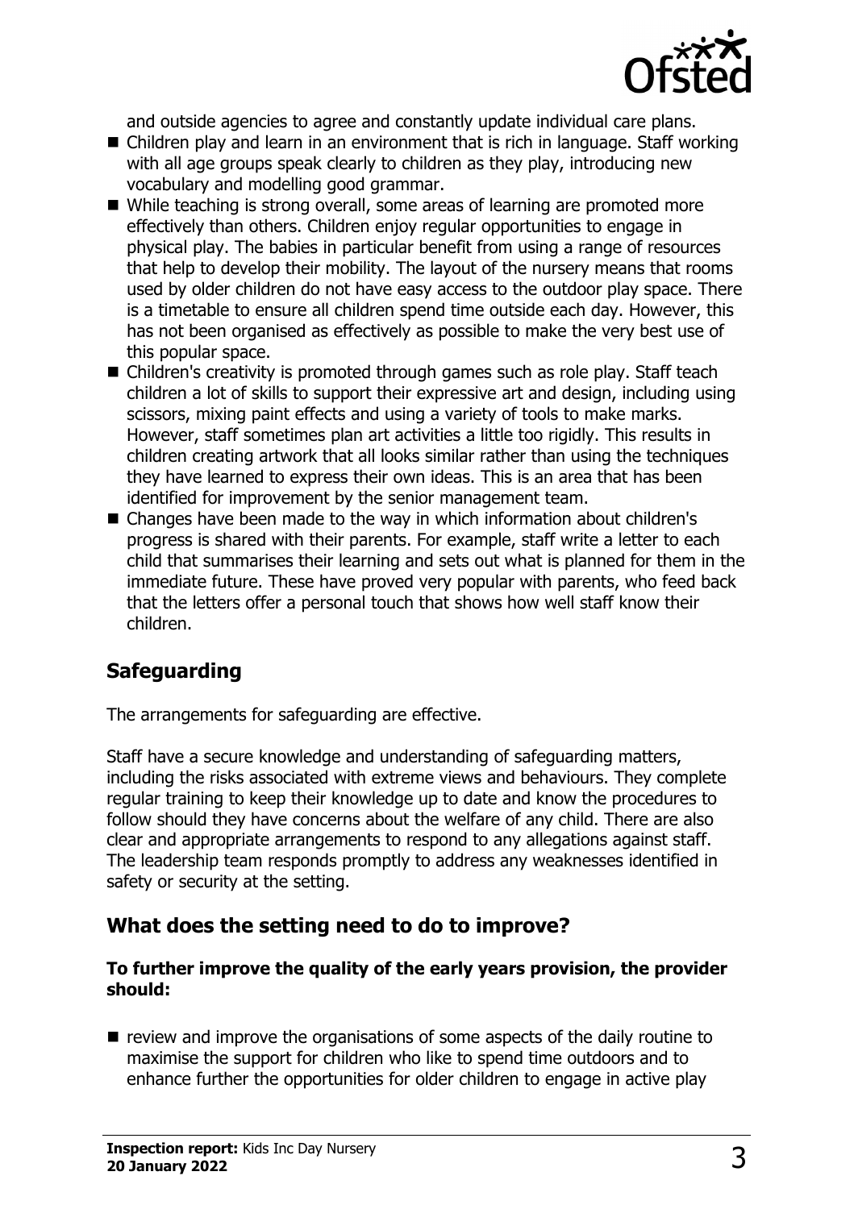and outside agencies to agree and constantly update individual care plans.

- Children play and learn in an environment that is rich in language. Staff working with all age groups speak clearly to children as they play, introducing new vocabulary and modelling good grammar.
- While teaching is strong overall, some areas of learning are promoted more effectively than others. Children enjoy regular opportunities to engage in physical play. The babies in particular benefit from using a range of resources that help to develop their mobility. The layout of the nursery means that rooms used by older children do not have easy access to the outdoor play space. There is a timetable to ensure all children spend time outside each day. However, this has not been organised as effectively as possible to make the very best use of this popular space.
- Children's creativity is promoted through games such as role play. Staff teach children a lot of skills to support their expressive art and design, including using scissors, mixing paint effects and using a variety of tools to make marks. However, staff sometimes plan art activities a little too rigidly. This results in children creating artwork that all looks similar rather than using the techniques they have learned to express their own ideas. This is an area that has been identified for improvement by the senior management team.
- Changes have been made to the way in which information about children's progress is shared with their parents. For example, staff write a letter to each child that summarises their learning and sets out what is planned for them in the immediate future. These have proved very popular with parents, who feed back that the letters offer a personal touch that shows how well staff know their children.

## Safeguarding

The arrangements for safeguarding are effective.

Staff have a secure knowledge and understanding of safeguarding matters, including the risks associated with extreme views and behaviours. They complete regular training to keep their knowledge up to date and know the procedures to follow should they have concerns about the welfare of any child. There are also clear and appropriate arrangements to respond to any allegations against staff. The leadership team responds promptly to address any weaknesses identified in safety or security at the setting.

## What does the setting need to do to improve?

**To further improve the quality of the early years provision, the provider should:**

- review and improve the organisations of some aspects of the daily routine to maximise the support for children who like to spend time outdoors and to enhance further the opportunities for older children to engage in active play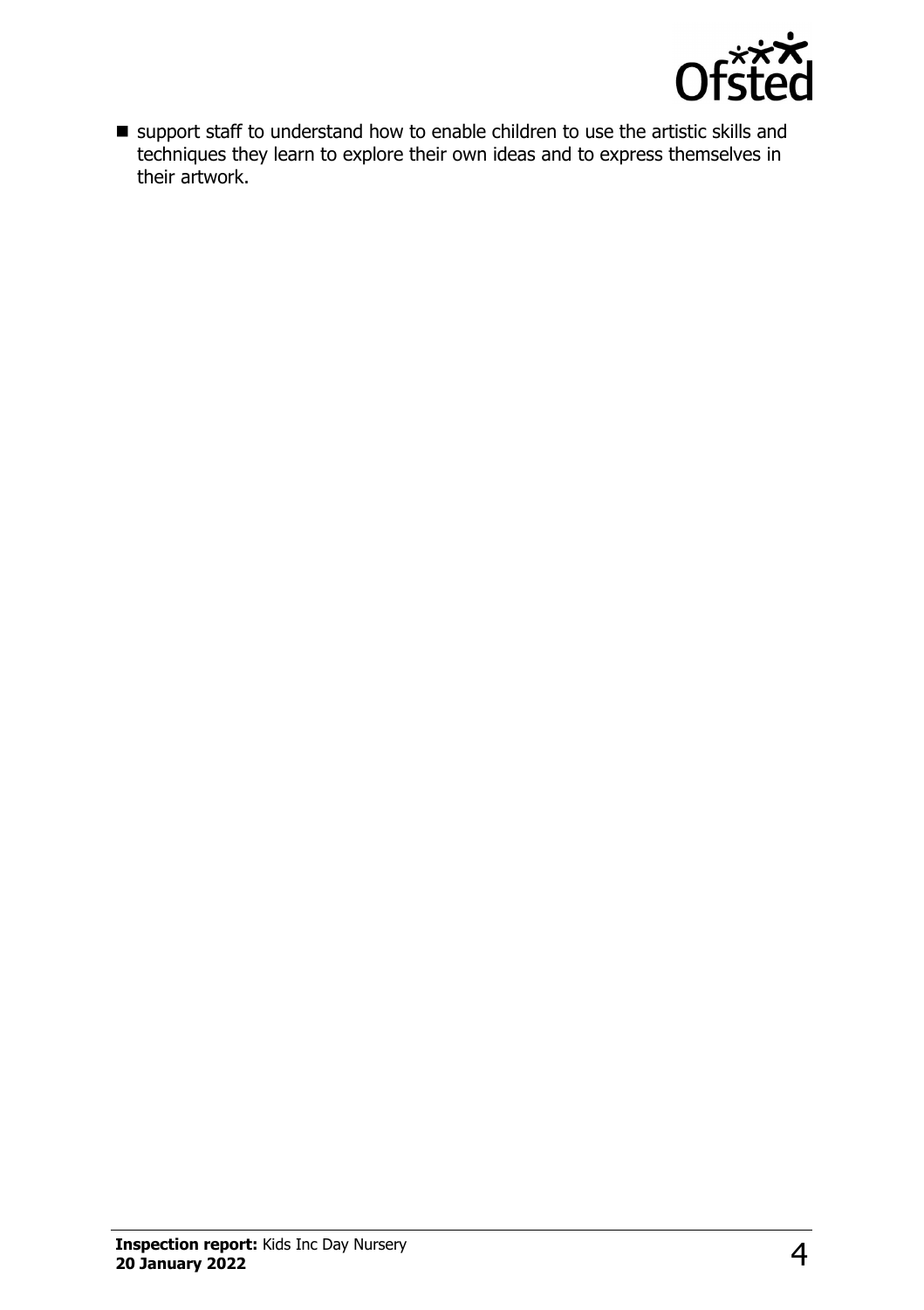- support staff to understand how to enable children to use the artistic skills and techniques they learn to explore their own ideas and to express themselves in their artwork.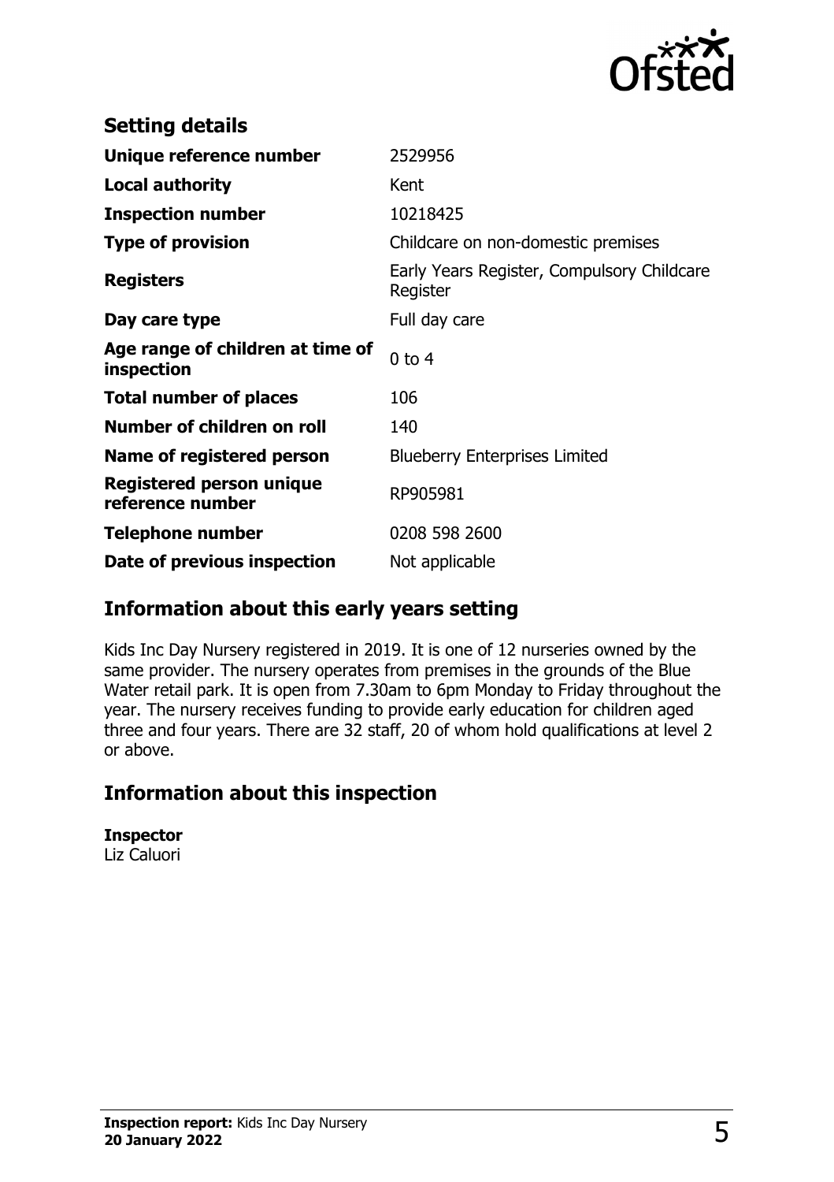## Setting details

| | |
|---|---|
| **Unique reference number** | 2529956 |
| **Local authority** | Kent |
| **Inspection number** | 10218425 |
| **Type of provision** | Childcare on non-domestic premises |
| **Registers** | Early Years Register, Compulsory Childcare Register |
| **Day care type** | Full day care |
| **Age range of children at time of inspection** | 0 to 4 |
| **Total number of places** | 106 |
| **Number of children on roll** | 140 |
| **Name of registered person** | Blueberry Enterprises Limited |
| **Registered person unique reference number** | RP905981 |
| **Telephone number** | 0208 598 2600 |
| **Date of previous inspection** | Not applicable |

## Information about this early years setting

Kids Inc Day Nursery registered in 2019. It is one of 12 nurseries owned by the same provider. The nursery operates from premises in the grounds of the Blue Water retail park. It is open from 7.30am to 6pm Monday to Friday throughout the year. The nursery receives funding to provide early education for children aged three and four years. There are 32 staff, 20 of whom hold qualifications at level 2 or above.

## Information about this inspection

**Inspector**
Liz Caluori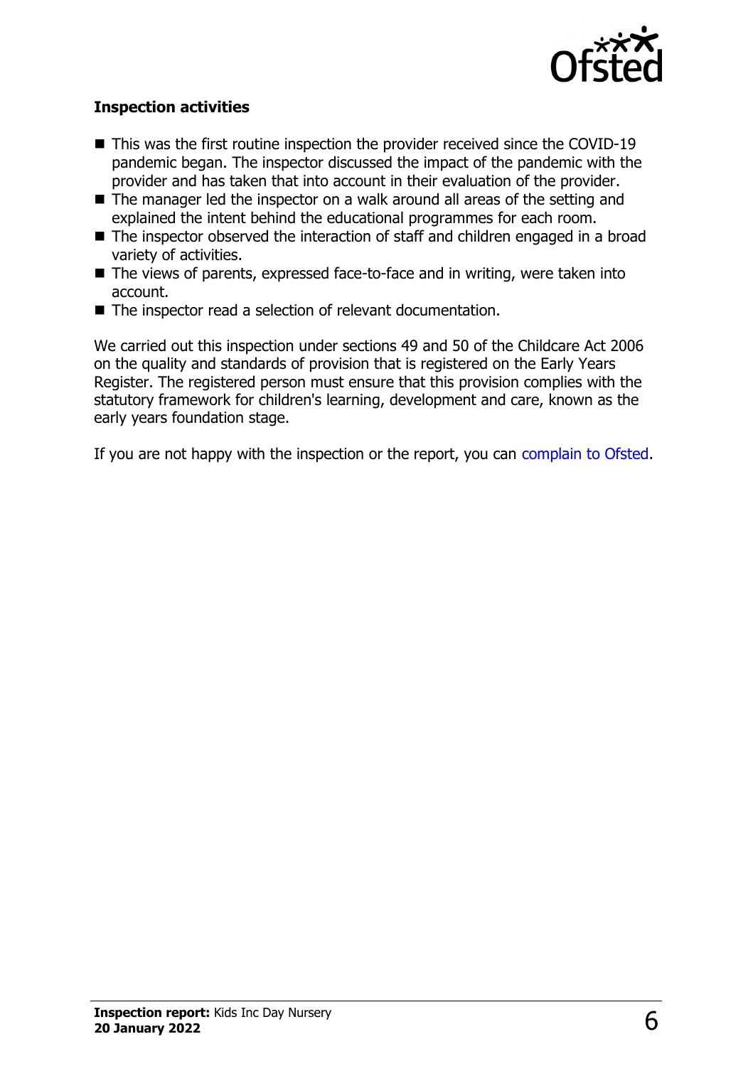### Inspection activities

- This was the first routine inspection the provider received since the COVID-19 pandemic began. The inspector discussed the impact of the pandemic with the provider and has taken that into account in their evaluation of the provider.
- The manager led the inspector on a walk around all areas of the setting and explained the intent behind the educational programmes for each room.
- The inspector observed the interaction of staff and children engaged in a broad variety of activities.
- The views of parents, expressed face-to-face and in writing, were taken into account.
- The inspector read a selection of relevant documentation.

We carried out this inspection under sections 49 and 50 of the Childcare Act 2006 on the quality and standards of provision that is registered on the Early Years Register. The registered person must ensure that this provision complies with the statutory framework for children's learning, development and care, known as the early years foundation stage.

If you are not happy with the inspection or the report, you can complain to Ofsted.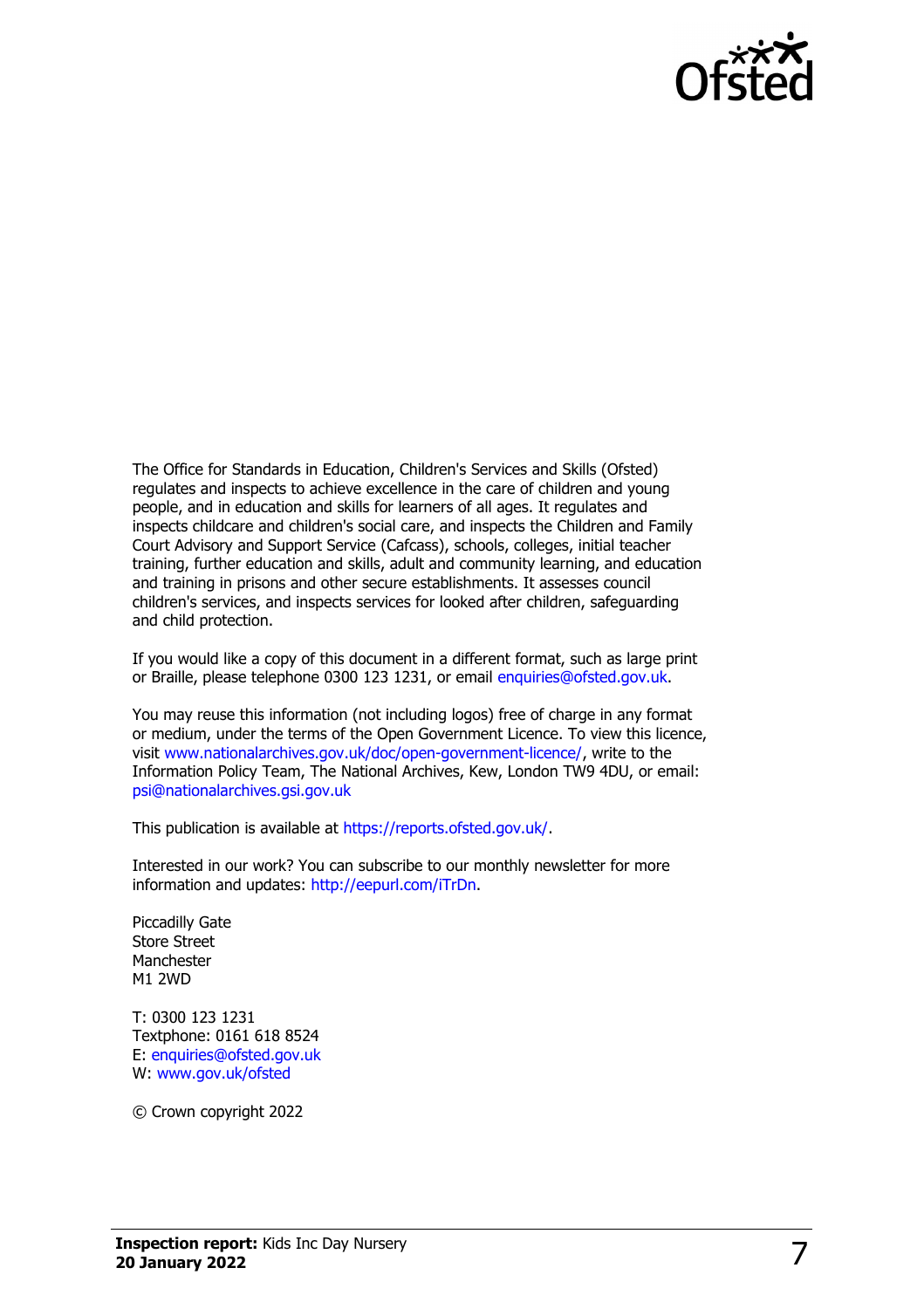The Office for Standards in Education, Children's Services and Skills (Ofsted) regulates and inspects to achieve excellence in the care of children and young people, and in education and skills for learners of all ages. It regulates and inspects childcare and children's social care, and inspects the Children and Family Court Advisory and Support Service (Cafcass), schools, colleges, initial teacher training, further education and skills, adult and community learning, and education and training in prisons and other secure establishments. It assesses council children's services, and inspects services for looked after children, safeguarding and child protection.

If you would like a copy of this document in a different format, such as large print or Braille, please telephone 0300 123 1231, or email enquiries@ofsted.gov.uk.

You may reuse this information (not including logos) free of charge in any format or medium, under the terms of the Open Government Licence. To view this licence, visit www.nationalarchives.gov.uk/doc/open-government-licence/, write to the Information Policy Team, The National Archives, Kew, London TW9 4DU, or email: psi@nationalarchives.gsi.gov.uk

This publication is available at https://reports.ofsted.gov.uk/.

Interested in our work? You can subscribe to our monthly newsletter for more information and updates: http://eepurl.com/iTrDn.

Piccadilly Gate
Store Street
Manchester
M1 2WD

T: 0300 123 1231
Textphone: 0161 618 8524
E: enquiries@ofsted.gov.uk
W: www.gov.uk/ofsted

© Crown copyright 2022